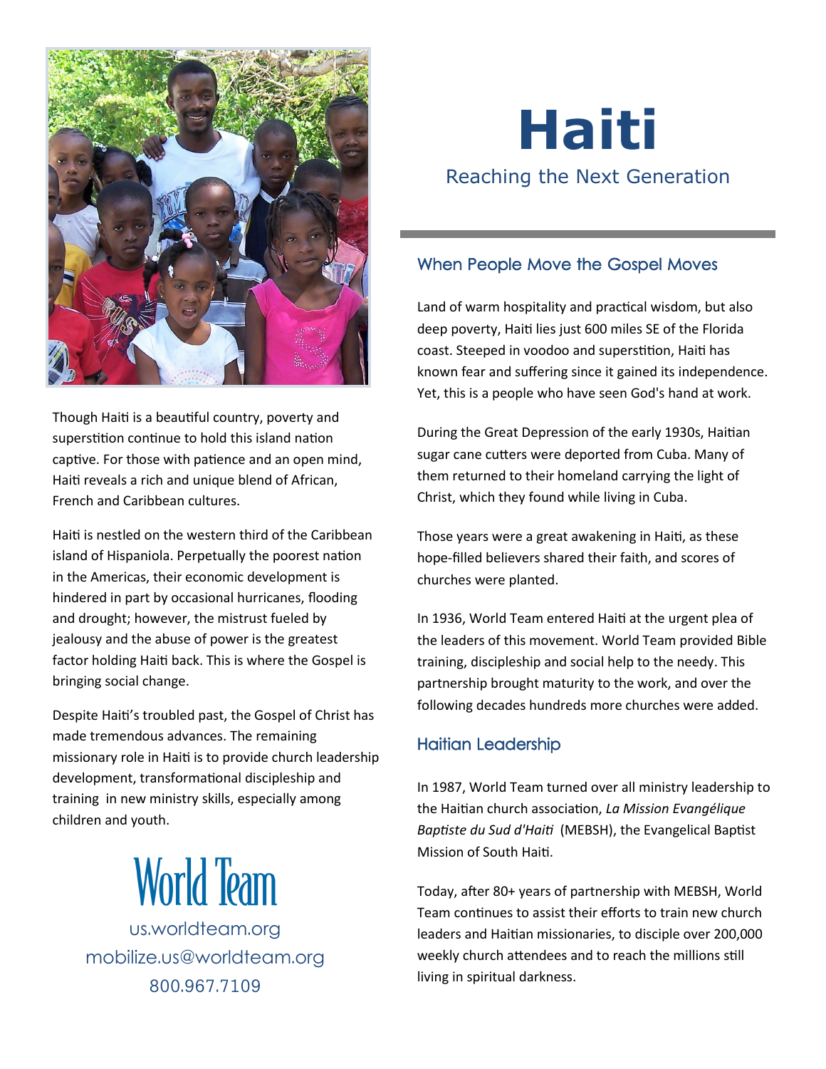# Haiti

Reaching the Next Generation

## When People Move the Gospel Moves

Land of warm hospitality and practical wisdom, but also deep poverty, Haiti lies just 600 miles SE of the Florida coast. Steeped in voodoo and superstition, Haiti has known fear and suffering since it gained its independence. Yet, this is a people who have seen God's hand at work.

During the Great Depression of the early 1930s, Haitian sugar cane cutters were deported from Cuba. Many of them returned to their homeland carrying the light of Christ, which they found while living in Cuba.

Those years were a great awakening in Haiti, as these hope-filled believers shared their faith, and scores of churches were planted.

In 1936, World Team entered Haiti at the urgent plea of the leaders of this movement. World Team provided Bible training, discipleship and social help to the needy. This partnership brought maturity to the work, and over the following decades hundreds more churches were added.

## Haitian Leadership

In 1987, World Team turned over all ministry leadership to the Haitian church association, *La Mission Evangélique Baptiste du Sud d'Haiti* (MEBSH), the Evangelical Baptist Mission of South Haiti.

Today, after 80+ years of partnership with MEBSH, World Team continues to assist their efforts to train new church leaders and Haitian missionaries, to disciple over 200,000 weekly church attendees and to reach the millions still living in spiritual darkness.

Though Haiti is a beautiful country, poverty and superstition continue to hold this island nation captive. For those with patience and an open mind, Haiti reveals a rich and unique blend of African, French and Caribbean cultures.

Haiti is nestled on the western third of the Caribbean island of Hispaniola. Perpetually the poorest nation in the Americas, their economic development is hindered in part by occasional hurricanes, flooding and drought; however, the mistrust fueled by jealousy and the abuse of power is the greatest factor holding Haiti back. This is where the Gospel is bringing social change.

Despite Haiti's troubled past, the Gospel of Christ has made tremendous advances. The remaining missionary role in Haiti is to provide church leadership development, transformational discipleship and training in new ministry skills, especially among children and youth.

World Team

us.worldteam.org
mobilize.us@worldteam.org
800.967.7109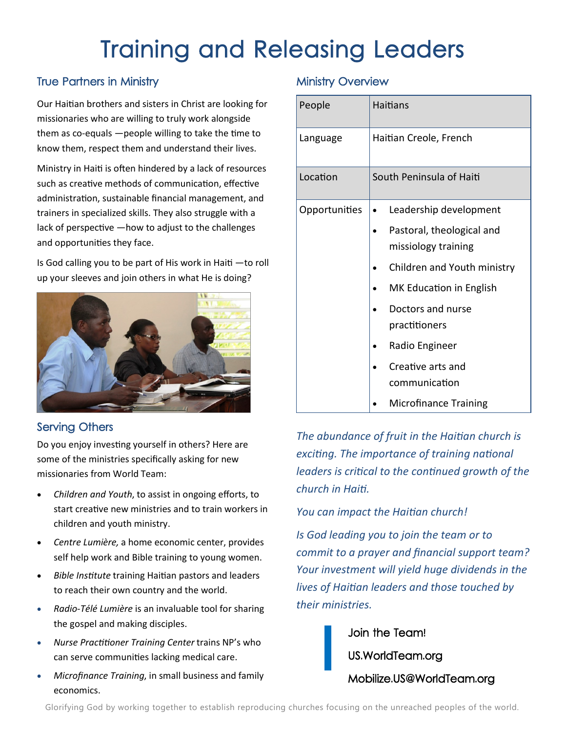# Training and Releasing Leaders

## True Partners in Ministry

Our Haitian brothers and sisters in Christ are looking for missionaries who are willing to truly work alongside them as co-equals —people willing to take the time to know them, respect them and understand their lives.

Ministry in Haiti is often hindered by a lack of resources such as creative methods of communication, effective administration, sustainable financial management, and trainers in specialized skills. They also struggle with a lack of perspective —how to adjust to the challenges and opportunities they face.

Is God calling you to be part of His work in Haiti —to roll up your sleeves and join others in what He is doing?

## Serving Others

Do you enjoy investing yourself in others? Here are some of the ministries specifically asking for new missionaries from World Team:

- *Children and Youth*, to assist in ongoing efforts, to start creative new ministries and to train workers in children and youth ministry.
- *Centre Lumière,* a home economic center, provides self help work and Bible training to young women.
- *Bible Institute* training Haitian pastors and leaders to reach their own country and the world.
- *Radio-Télé Lumière* is an invaluable tool for sharing the gospel and making disciples.
- *Nurse Practitioner Training Center* trains NP's who can serve communities lacking medical care.
- *Microfinance Training*, in small business and family economics.

## Ministry Overview

| | |
|---|---|
| People | Haitians |
| Language | Haitian Creole, French |
| Location | South Peninsula of Haiti |
| Opportunities | • Leadership development<br>• Pastoral, theological and missiology training<br>• Children and Youth ministry<br>• MK Education in English<br>• Doctors and nurse practitioners<br>• Radio Engineer<br>• Creative arts and communication<br>• Microfinance Training |

*The abundance of fruit in the Haitian church is exciting. The importance of training national leaders is critical to the continued growth of the church in Haiti.*

*You can impact the Haitian church!*

*Is God leading you to join the team or to commit to a prayer and financial support team? Your investment will yield huge dividends in the lives of Haitian leaders and those touched by their ministries.*

Join the Team!

US.WorldTeam.org

Mobilize.US@WorldTeam.org

Glorifying God by working together to establish reproducing churches focusing on the unreached peoples of the world.